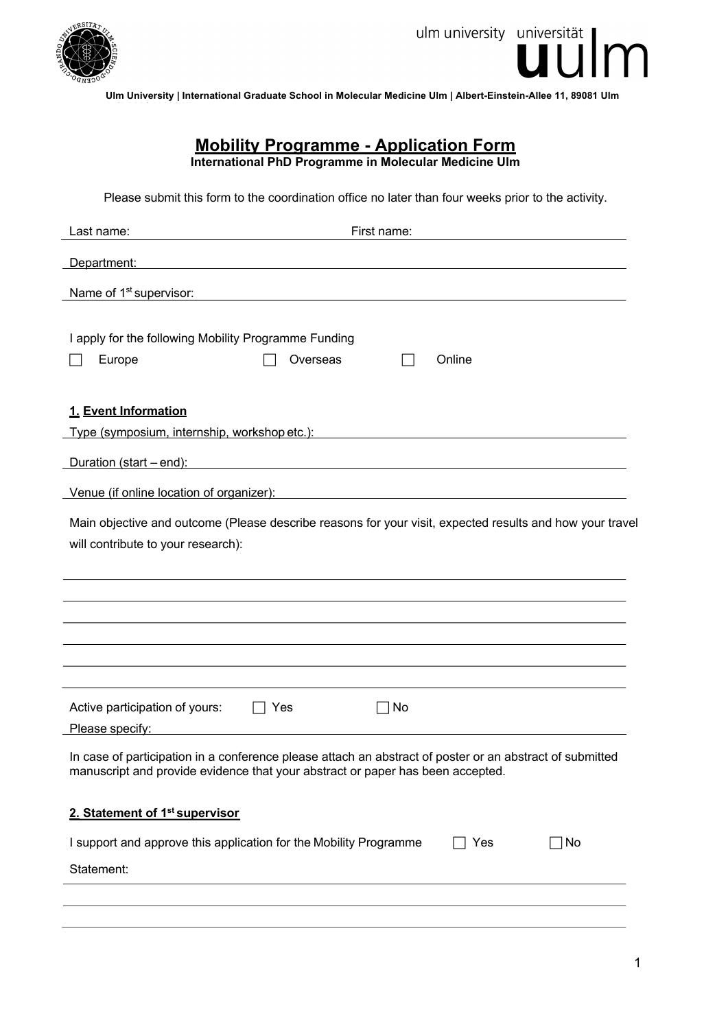Ulm University | International Graduate School in Molecular Medicine Ulm | Albert-Einstein-Allee 11, 89081 Ulm

# Mobility Programme - Application Form

**International PhD Programme in Molecular Medicine Ulm**

Please submit this form to the coordination office no later than four weeks prior to the activity.

Last name: ____________________ First name: ____________________

Department: ________________________________________

Name of 1st supervisor: ________________________________________

I apply for the following Mobility Programme Funding

☐ Europe ☐ Overseas ☐ Online

## 1. Event Information

Type (symposium, internship, workshop etc.): ________________________________________

Duration (start – end): ________________________________________

Venue (if online location of organizer): ________________________________________

Main objective and outcome (Please describe reasons for your visit, expected results and how your travel will contribute to your research):

________________________________________

________________________________________

________________________________________

________________________________________

________________________________________

________________________________________

Active participation of yours: ☐ Yes ☐ No

Please specify: ________________________________________

In case of participation in a conference please attach an abstract of poster or an abstract of submitted manuscript and provide evidence that your abstract or paper has been accepted.

## 2. Statement of 1st supervisor

I support and approve this application for the Mobility Programme ☐ Yes ☐ No

Statement:

________________________________________

________________________________________

________________________________________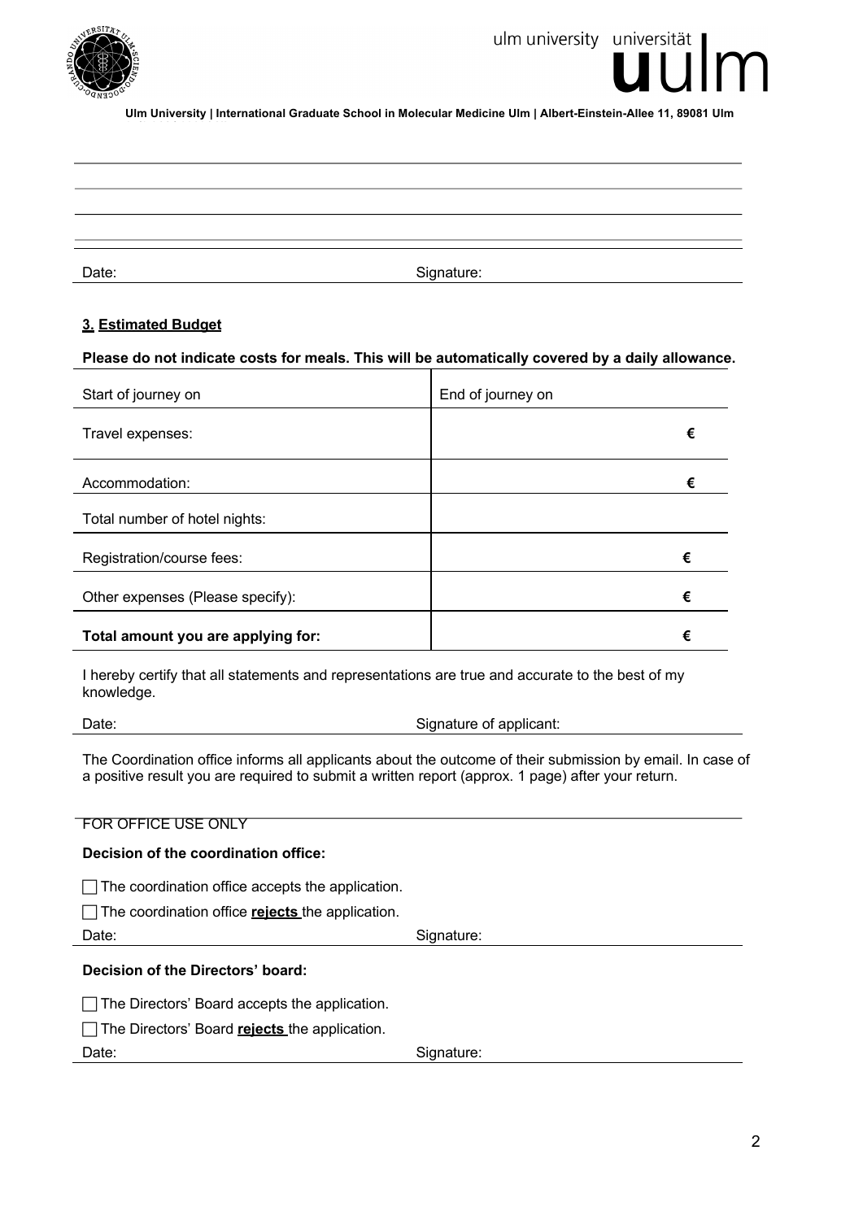Date: Signature:

**3. Estimated Budget**

**Please do not indicate costs for meals. This will be automatically covered by a daily allowance.**

| Start of journey on | End of journey on |
|---|---|
| Travel expenses: | € |
| Accommodation: | € |
| Total number of hotel nights: | |
| Registration/course fees: | € |
| Other expenses (Please specify): | € |
| **Total amount you are applying for:** | € |

I hereby certify that all statements and representations are true and accurate to the best of my knowledge.

Date: Signature of applicant:

The Coordination office informs all applicants about the outcome of their submission by email. In case of a positive result you are required to submit a written report (approx. 1 page) after your return.

FOR OFFICE USE ONLY

**Decision of the coordination office:**

☐ The coordination office accepts the application.

☐ The coordination office **rejects** the application.

Date: Signature:

**Decision of the Directors' board:**

☐ The Directors' Board accepts the application.

☐ The Directors' Board **rejects** the application.

Date: Signature: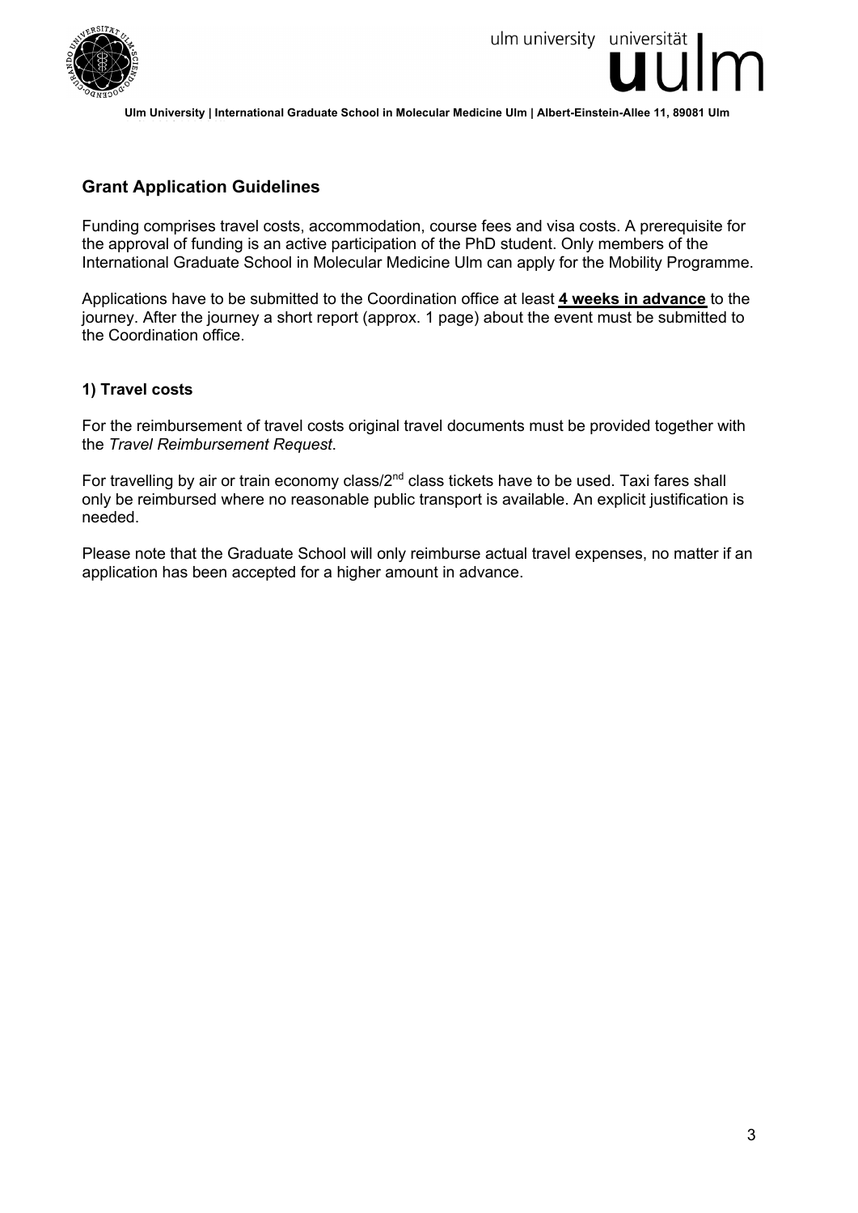## Grant Application Guidelines

Funding comprises travel costs, accommodation, course fees and visa costs. A prerequisite for the approval of funding is an active participation of the PhD student. Only members of the International Graduate School in Molecular Medicine Ulm can apply for the Mobility Programme.

Applications have to be submitted to the Coordination office at least **4 weeks in advance** to the journey. After the journey a short report (approx. 1 page) about the event must be submitted to the Coordination office.

### 1) Travel costs

For the reimbursement of travel costs original travel documents must be provided together with the *Travel Reimbursement Request*.

For travelling by air or train economy class/2nd class tickets have to be used. Taxi fares shall only be reimbursed where no reasonable public transport is available. An explicit justification is needed.

Please note that the Graduate School will only reimburse actual travel expenses, no matter if an application has been accepted for a higher amount in advance.